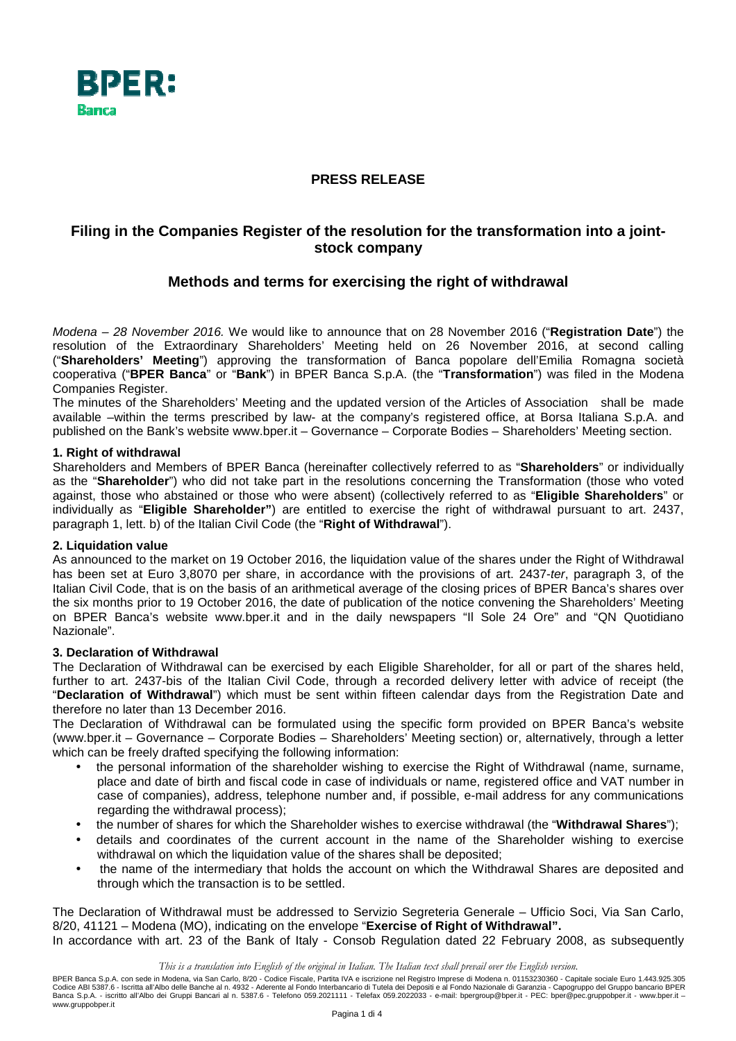BPER:
Banca

## PRESS RELEASE

# Filing in the Companies Register of the resolution for the transformation into a joint-stock company

## Methods and terms for exercising the right of withdrawal

*Modena – 28 November 2016.* We would like to announce that on 28 November 2016 ("**Registration Date**") the resolution of the Extraordinary Shareholders' Meeting held on 26 November 2016, at second calling ("**Shareholders' Meeting**") approving the transformation of Banca popolare dell'Emilia Romagna società cooperativa ("**BPER Banca**" or "**Bank**") in BPER Banca S.p.A. (the "**Transformation**") was filed in the Modena Companies Register.

The minutes of the Shareholders' Meeting and the updated version of the Articles of Association shall be made available –within the terms prescribed by law- at the company's registered office, at Borsa Italiana S.p.A. and published on the Bank's website www.bper.it – Governance – Corporate Bodies – Shareholders' Meeting section.

### 1. Right of withdrawal

Shareholders and Members of BPER Banca (hereinafter collectively referred to as "**Shareholders**" or individually as the "**Shareholder**") who did not take part in the resolutions concerning the Transformation (those who voted against, those who abstained or those who were absent) (collectively referred to as "**Eligible Shareholders**" or individually as "**Eligible Shareholder"**) are entitled to exercise the right of withdrawal pursuant to art. 2437, paragraph 1, lett. b) of the Italian Civil Code (the "**Right of Withdrawal**").

### 2. Liquidation value

As announced to the market on 19 October 2016, the liquidation value of the shares under the Right of Withdrawal has been set at Euro 3,8070 per share, in accordance with the provisions of art. 2437-*ter*, paragraph 3, of the Italian Civil Code, that is on the basis of an arithmetical average of the closing prices of BPER Banca's shares over the six months prior to 19 October 2016, the date of publication of the notice convening the Shareholders' Meeting on BPER Banca's website www.bper.it and in the daily newspapers "Il Sole 24 Ore" and "QN Quotidiano Nazionale".

### 3. Declaration of Withdrawal

The Declaration of Withdrawal can be exercised by each Eligible Shareholder, for all or part of the shares held, further to art. 2437-bis of the Italian Civil Code, through a recorded delivery letter with advice of receipt (the "**Declaration of Withdrawal**") which must be sent within fifteen calendar days from the Registration Date and therefore no later than 13 December 2016.

The Declaration of Withdrawal can be formulated using the specific form provided on BPER Banca's website (www.bper.it – Governance – Corporate Bodies – Shareholders' Meeting section) or, alternatively, through a letter which can be freely drafted specifying the following information:

- the personal information of the shareholder wishing to exercise the Right of Withdrawal (name, surname, place and date of birth and fiscal code in case of individuals or name, registered office and VAT number in case of companies), address, telephone number and, if possible, e-mail address for any communications regarding the withdrawal process);
- the number of shares for which the Shareholder wishes to exercise withdrawal (the "**Withdrawal Shares**");
- details and coordinates of the current account in the name of the Shareholder wishing to exercise withdrawal on which the liquidation value of the shares shall be deposited;
- the name of the intermediary that holds the account on which the Withdrawal Shares are deposited and through which the transaction is to be settled.

The Declaration of Withdrawal must be addressed to Servizio Segreteria Generale – Ufficio Soci, Via San Carlo, 8/20, 41121 – Modena (MO), indicating on the envelope "**Exercise of Right of Withdrawal".**

In accordance with art. 23 of the Bank of Italy - Consob Regulation dated 22 February 2008, as subsequently

*This is a translation into English of the original in Italian. The Italian text shall prevail over the English version.*

BPER Banca S.p.A. con sede in Modena, via San Carlo, 8/20 - Codice Fiscale, Partita IVA e iscrizione nel Registro Imprese di Modena n. 01153230360 - Capitale sociale Euro 1.443.925.305 Codice ABI 5387.6 - Iscritta all'Albo delle Banche al n. 4932 - Aderente al Fondo Interbancario di Tutela dei Depositi e al Fondo Nazionale di Garanzia - Capogruppo del Gruppo bancario BPER Banca S.p.A. - iscritto all'Albo dei Gruppi Bancari al n. 5387.6 - Telefono 059.2021111 - Telefax 059.2022033 - e-mail: bpergroup@bper.it - PEC: bper@pec.gruppobper.it - www.bper.it – www.gruppobper.it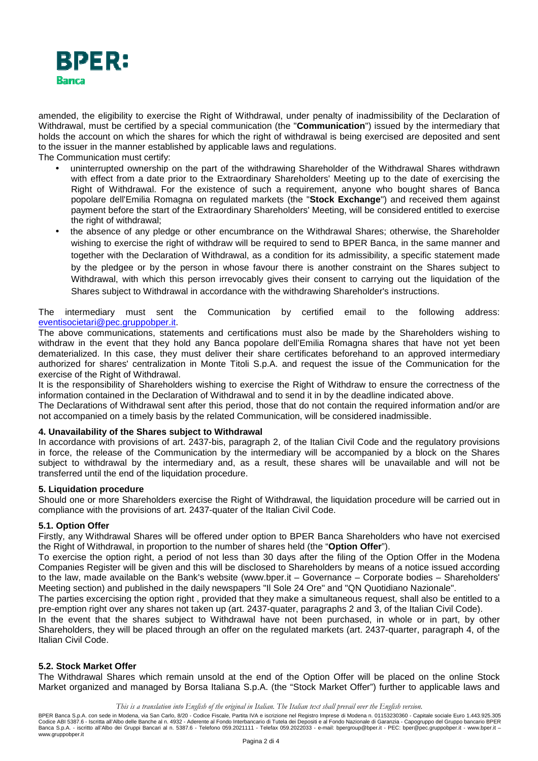amended, the eligibility to exercise the Right of Withdrawal, under penalty of inadmissibility of the Declaration of Withdrawal, must be certified by a special communication (the "**Communication**") issued by the intermediary that holds the account on which the shares for which the right of withdrawal is being exercised are deposited and sent to the issuer in the manner established by applicable laws and regulations.

The Communication must certify:

- uninterrupted ownership on the part of the withdrawing Shareholder of the Withdrawal Shares withdrawn with effect from a date prior to the Extraordinary Shareholders' Meeting up to the date of exercising the Right of Withdrawal. For the existence of such a requirement, anyone who bought shares of Banca popolare dell'Emilia Romagna on regulated markets (the "**Stock Exchange**") and received them against payment before the start of the Extraordinary Shareholders' Meeting, will be considered entitled to exercise the right of withdrawal;
- the absence of any pledge or other encumbrance on the Withdrawal Shares; otherwise, the Shareholder wishing to exercise the right of withdraw will be required to send to BPER Banca, in the same manner and together with the Declaration of Withdrawal, as a condition for its admissibility, a specific statement made by the pledgee or by the person in whose favour there is another constraint on the Shares subject to Withdrawal, with which this person irrevocably gives their consent to carrying out the liquidation of the Shares subject to Withdrawal in accordance with the withdrawing Shareholder's instructions.

The intermediary must sent the Communication by certified email to the following address: eventisocietari@pec.gruppobper.it.

The above communications, statements and certifications must also be made by the Shareholders wishing to withdraw in the event that they hold any Banca popolare dell'Emilia Romagna shares that have not yet been dematerialized. In this case, they must deliver their share certificates beforehand to an approved intermediary authorized for shares' centralization in Monte Titoli S.p.A. and request the issue of the Communication for the exercise of the Right of Withdrawal.

It is the responsibility of Shareholders wishing to exercise the Right of Withdraw to ensure the correctness of the information contained in the Declaration of Withdrawal and to send it in by the deadline indicated above.

The Declarations of Withdrawal sent after this period, those that do not contain the required information and/or are not accompanied on a timely basis by the related Communication, will be considered inadmissible.

**4. Unavailability of the Shares subject to Withdrawal**

In accordance with provisions of art. 2437-bis, paragraph 2, of the Italian Civil Code and the regulatory provisions in force, the release of the Communication by the intermediary will be accompanied by a block on the Shares subject to withdrawal by the intermediary and, as a result, these shares will be unavailable and will not be transferred until the end of the liquidation procedure.

**5. Liquidation procedure**

Should one or more Shareholders exercise the Right of Withdrawal, the liquidation procedure will be carried out in compliance with the provisions of art. 2437-quater of the Italian Civil Code.

**5.1. Option Offer**

Firstly, any Withdrawal Shares will be offered under option to BPER Banca Shareholders who have not exercised the Right of Withdrawal, in proportion to the number of shares held (the "**Option Offer**").

To exercise the option right, a period of not less than 30 days after the filing of the Option Offer in the Modena Companies Register will be given and this will be disclosed to Shareholders by means of a notice issued according to the law, made available on the Bank's website (www.bper.it – Governance – Corporate bodies – Shareholders' Meeting section) and published in the daily newspapers "Il Sole 24 Ore" and "QN Quotidiano Nazionale".

The parties excercising the option right , provided that they make a simultaneous request, shall also be entitled to a pre-emption right over any shares not taken up (art. 2437-quater, paragraphs 2 and 3, of the Italian Civil Code).

In the event that the shares subject to Withdrawal have not been purchased, in whole or in part, by other Shareholders, they will be placed through an offer on the regulated markets (art. 2437-quarter, paragraph 4, of the Italian Civil Code.

**5.2. Stock Market Offer**

The Withdrawal Shares which remain unsold at the end of the Option Offer will be placed on the online Stock Market organized and managed by Borsa Italiana S.p.A. (the "Stock Market Offer") further to applicable laws and

*This is a translation into English of the original in Italian. The Italian text shall prevail over the English version.*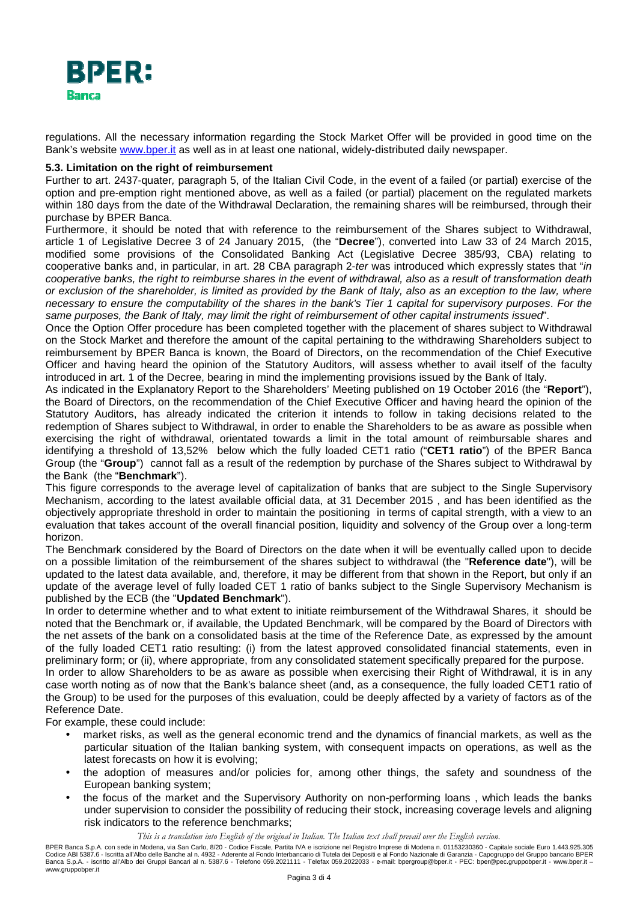regulations. All the necessary information regarding the Stock Market Offer will be provided in good time on the Bank's website www.bper.it as well as in at least one national, widely-distributed daily newspaper.

### 5.3. Limitation on the right of reimbursement

Further to art. 2437-quater*,* paragraph 5, of the Italian Civil Code, in the event of a failed (or partial) exercise of the option and pre-emption right mentioned above, as well as a failed (or partial) placement on the regulated markets within 180 days from the date of the Withdrawal Declaration, the remaining shares will be reimbursed, through their purchase by BPER Banca.

Furthermore, it should be noted that with reference to the reimbursement of the Shares subject to Withdrawal, article 1 of Legislative Decree 3 of 24 January 2015, (the "**Decree**"), converted into Law 33 of 24 March 2015, modified some provisions of the Consolidated Banking Act (Legislative Decree 385/93, CBA) relating to cooperative banks and, in particular, in art. 28 CBA paragraph 2-*ter* was introduced which expressly states that "*in cooperative banks, the right to reimburse shares in the event of withdrawal, also as a result of transformation death or exclusion of the shareholder, is limited as provided by the Bank of Italy, also as an exception to the law, where necessary to ensure the computability of the shares in the bank's Tier 1 capital for supervisory purposes*. *For the same purposes, the Bank of Italy, may limit the right of reimbursement of other capital instruments issued*".

Once the Option Offer procedure has been completed together with the placement of shares subject to Withdrawal on the Stock Market and therefore the amount of the capital pertaining to the withdrawing Shareholders subject to reimbursement by BPER Banca is known, the Board of Directors, on the recommendation of the Chief Executive Officer and having heard the opinion of the Statutory Auditors, will assess whether to avail itself of the faculty introduced in art. 1 of the Decree, bearing in mind the implementing provisions issued by the Bank of Italy.

As indicated in the Explanatory Report to the Shareholders' Meeting published on 19 October 2016 (the "**Report**"), the Board of Directors, on the recommendation of the Chief Executive Officer and having heard the opinion of the Statutory Auditors, has already indicated the criterion it intends to follow in taking decisions related to the redemption of Shares subject to Withdrawal, in order to enable the Shareholders to be as aware as possible when exercising the right of withdrawal, orientated towards a limit in the total amount of reimbursable shares and identifying a threshold of 13,52% below which the fully loaded CET1 ratio ("**CET1 ratio**") of the BPER Banca Group (the "**Group**") cannot fall as a result of the redemption by purchase of the Shares subject to Withdrawal by the Bank (the "**Benchmark**").

This figure corresponds to the average level of capitalization of banks that are subject to the Single Supervisory Mechanism, according to the latest available official data, at 31 December 2015 , and has been identified as the objectively appropriate threshold in order to maintain the positioning in terms of capital strength, with a view to an evaluation that takes account of the overall financial position, liquidity and solvency of the Group over a long-term horizon.

The Benchmark considered by the Board of Directors on the date when it will be eventually called upon to decide on a possible limitation of the reimbursement of the shares subject to withdrawal (the "**Reference date**"), will be updated to the latest data available, and, therefore, it may be different from that shown in the Report, but only if an update of the average level of fully loaded CET 1 ratio of banks subject to the Single Supervisory Mechanism is published by the ECB (the "**Updated Benchmark**").

In order to determine whether and to what extent to initiate reimbursement of the Withdrawal Shares, it should be noted that the Benchmark or, if available, the Updated Benchmark, will be compared by the Board of Directors with the net assets of the bank on a consolidated basis at the time of the Reference Date, as expressed by the amount of the fully loaded CET1 ratio resulting: (i) from the latest approved consolidated financial statements, even in preliminary form; or (ii), where appropriate, from any consolidated statement specifically prepared for the purpose.

In order to allow Shareholders to be as aware as possible when exercising their Right of Withdrawal, it is in any case worth noting as of now that the Bank's balance sheet (and, as a consequence, the fully loaded CET1 ratio of the Group) to be used for the purposes of this evaluation, could be deeply affected by a variety of factors as of the Reference Date.

For example, these could include:

- market risks, as well as the general economic trend and the dynamics of financial markets, as well as the particular situation of the Italian banking system, with consequent impacts on operations, as well as the latest forecasts on how it is evolving;
- the adoption of measures and/or policies for, among other things, the safety and soundness of the European banking system;
- the focus of the market and the Supervisory Authority on non-performing loans , which leads the banks under supervision to consider the possibility of reducing their stock, increasing coverage levels and aligning risk indicators to the reference benchmarks;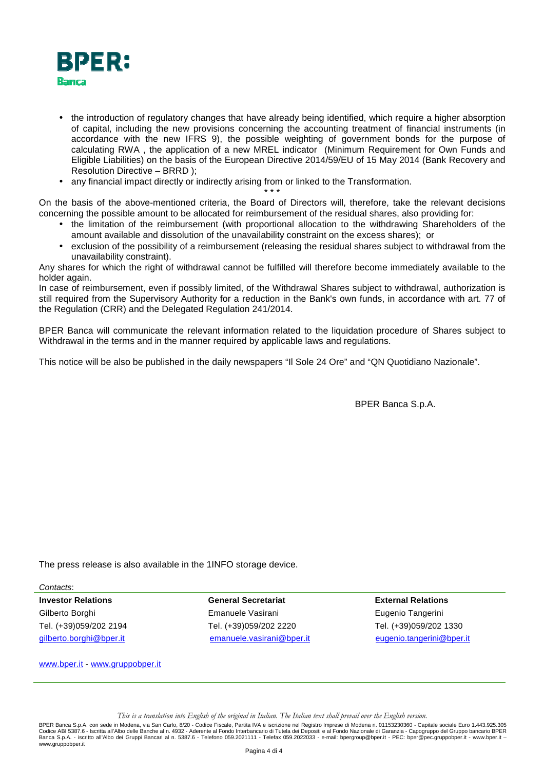- the introduction of regulatory changes that have already being identified, which require a higher absorption of capital, including the new provisions concerning the accounting treatment of financial instruments (in accordance with the new IFRS 9), the possible weighting of government bonds for the purpose of calculating RWA , the application of a new MREL indicator (Minimum Requirement for Own Funds and Eligible Liabilities) on the basis of the European Directive 2014/59/EU of 15 May 2014 (Bank Recovery and Resolution Directive – BRRD );
- any financial impact directly or indirectly arising from or linked to the Transformation.

\* \* \*

On the basis of the above-mentioned criteria, the Board of Directors will, therefore, take the relevant decisions concerning the possible amount to be allocated for reimbursement of the residual shares, also providing for:

- the limitation of the reimbursement (with proportional allocation to the withdrawing Shareholders of the amount available and dissolution of the unavailability constraint on the excess shares); or
- exclusion of the possibility of a reimbursement (releasing the residual shares subject to withdrawal from the unavailability constraint).

Any shares for which the right of withdrawal cannot be fulfilled will therefore become immediately available to the holder again.

In case of reimbursement, even if possibly limited, of the Withdrawal Shares subject to withdrawal, authorization is still required from the Supervisory Authority for a reduction in the Bank's own funds, in accordance with art. 77 of the Regulation (CRR) and the Delegated Regulation 241/2014.

BPER Banca will communicate the relevant information related to the liquidation procedure of Shares subject to Withdrawal in the terms and in the manner required by applicable laws and regulations.

This notice will be also be published in the daily newspapers “Il Sole 24 Ore” and “QN Quotidiano Nazionale”.

BPER Banca S.p.A.

The press release is also available in the 1INFO storage device.

*Contacts*:

| Investor Relations | General Secretariat | External Relations |
|---|---|---|
| Gilberto Borghi | Emanuele Vasirani | Eugenio Tangerini |
| Tel. (+39)059/202 2194 | Tel. (+39)059/202 2220 | Tel. (+39)059/202 1330 |
| gilberto.borghi@bper.it | emanuele.vasirani@bper.it | eugenio.tangerini@bper.it |

www.bper.it - www.gruppobper.it

*This is a translation into English of the original in Italian. The Italian text shall prevail over the English version.*

BPER Banca S.p.A. con sede in Modena, via San Carlo, 8/20 - Codice Fiscale, Partita IVA e iscrizione nel Registro Imprese di Modena n. 01153230360 - Capitale sociale Euro 1.443.925.305 Codice ABI 5387.6 - Iscritta all'Albo delle Banche al n. 4932 - Aderente al Fondo Interbancario di Tutela dei Depositi e al Fondo Nazionale di Garanzia - Capogruppo del Gruppo bancario BPER Banca S.p.A. - iscritto all'Albo dei Gruppi Bancari al n. 5387.6 - Telefono 059.2021111 - Telefax 059.2022033 - e-mail: bpergroup@bper.it - PEC: bper@pec.gruppobper.it - www.bper.it – www.gruppobper.it